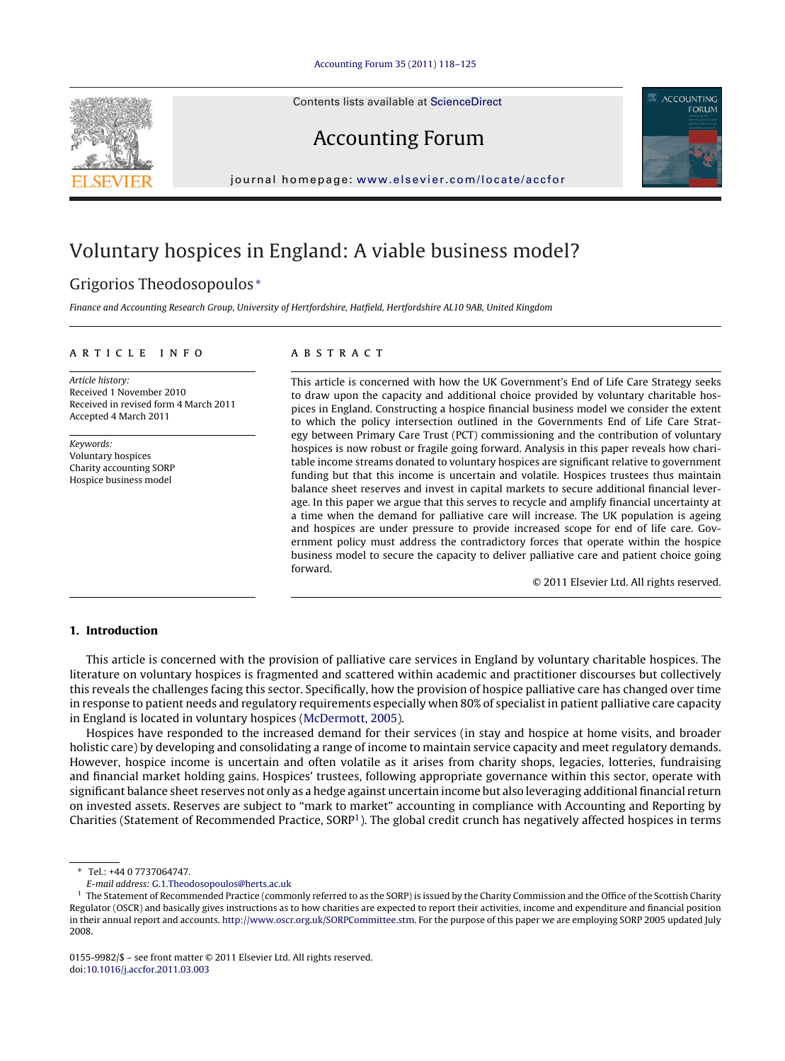# Voluntary hospices in England: A viable business model?

Grigorios Theodosopoulos*

*Finance and Accounting Research Group, University of Hertfordshire, Hatfield, Hertfordshire AL10 9AB, United Kingdom*

---

**ARTICLE INFO**

*Article history:*
Received 1 November 2010
Received in revised form 4 March 2011
Accepted 4 March 2011

*Keywords:*
Voluntary hospices
Charity accounting SORP
Hospice business model

**ABSTRACT**

This article is concerned with how the UK Government's End of Life Care Strategy seeks to draw upon the capacity and additional choice provided by voluntary charitable hospices in England. Constructing a hospice financial business model we consider the extent to which the policy intersection outlined in the Governments End of Life Care Strategy between Primary Care Trust (PCT) commissioning and the contribution of voluntary hospices is now robust or fragile going forward. Analysis in this paper reveals how charitable income streams donated to voluntary hospices are significant relative to government funding but that this income is uncertain and volatile. Hospices trustees thus maintain balance sheet reserves and invest in capital markets to secure additional financial leverage. In this paper we argue that this serves to recycle and amplify financial uncertainty at a time when the demand for palliative care will increase. The UK population is ageing and hospices are under pressure to provide increased scope for end of life care. Government policy must address the contradictory forces that operate within the hospice business model to secure the capacity to deliver palliative care and patient choice going forward.

© 2011 Elsevier Ltd. All rights reserved.

---

## 1. Introduction

This article is concerned with the provision of palliative care services in England by voluntary charitable hospices. The literature on voluntary hospices is fragmented and scattered within academic and practitioner discourses but collectively this reveals the challenges facing this sector. Specifically, how the provision of hospice palliative care has changed over time in response to patient needs and regulatory requirements especially when 80% of specialist in patient palliative care capacity in England is located in voluntary hospices (McDermott, 2005).

Hospices have responded to the increased demand for their services (in stay and hospice at home visits, and broader holistic care) by developing and consolidating a range of income to maintain service capacity and meet regulatory demands. However, hospice income is uncertain and often volatile as it arises from charity shops, legacies, lotteries, fundraising and financial market holding gains. Hospices' trustees, following appropriate governance within this sector, operate with significant balance sheet reserves not only as a hedge against uncertain income but also leveraging additional financial return on invested assets. Reserves are subject to "mark to market" accounting in compliance with Accounting and Reporting by Charities (Statement of Recommended Practice, SORP[1]). The global credit crunch has negatively affected hospices in terms

---

\* Tel.: +44 0 7737064747.
*E-mail address:* G.1.Theodosopoulos@herts.ac.uk

[1] The Statement of Recommended Practice (commonly referred to as the SORP) is issued by the Charity Commission and the Office of the Scottish Charity Regulator (OSCR) and basically gives instructions as to how charities are expected to report their activities, income and expenditure and financial position in their annual report and accounts. http://www.oscr.org.uk/SORPCommittee.stm. For the purpose of this paper we are employing SORP 2005 updated July 2008.

0155-9982/$ – see front matter © 2011 Elsevier Ltd. All rights reserved.
doi:10.1016/j.accfor.2011.03.003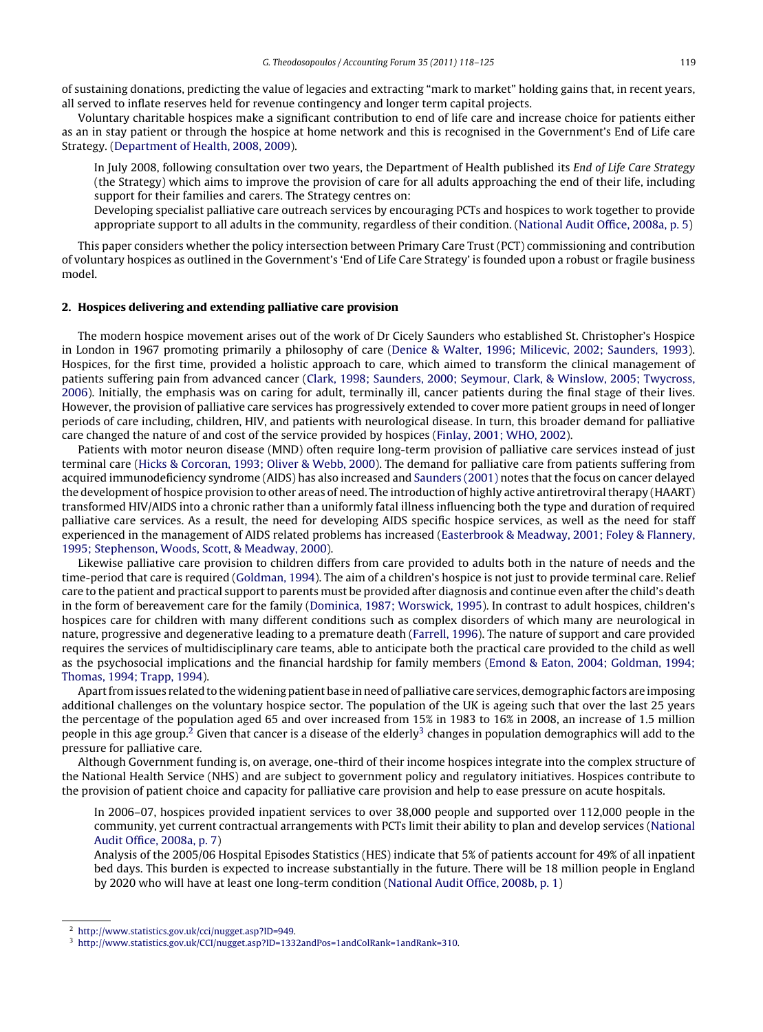of sustaining donations, predicting the value of legacies and extracting "mark to market" holding gains that, in recent years, all served to inflate reserves held for revenue contingency and longer term capital projects.

Voluntary charitable hospices make a significant contribution to end of life care and increase choice for patients either as an in stay patient or through the hospice at home network and this is recognised in the Government's End of Life care Strategy. (Department of Health, 2008, 2009).

> In July 2008, following consultation over two years, the Department of Health published its *End of Life Care Strategy* (the Strategy) which aims to improve the provision of care for all adults approaching the end of their life, including support for their families and carers. The Strategy centres on:
>
> Developing specialist palliative care outreach services by encouraging PCTs and hospices to work together to provide appropriate support to all adults in the community, regardless of their condition. (National Audit Office, 2008a, p. 5)

This paper considers whether the policy intersection between Primary Care Trust (PCT) commissioning and contribution of voluntary hospices as outlined in the Government's 'End of Life Care Strategy' is founded upon a robust or fragile business model.

## 2. Hospices delivering and extending palliative care provision

The modern hospice movement arises out of the work of Dr Cicely Saunders who established St. Christopher's Hospice in London in 1967 promoting primarily a philosophy of care (Denice & Walter, 1996; Milicevic, 2002; Saunders, 1993). Hospices, for the first time, provided a holistic approach to care, which aimed to transform the clinical management of patients suffering pain from advanced cancer (Clark, 1998; Saunders, 2000; Seymour, Clark, & Winslow, 2005; Twycross, 2006). Initially, the emphasis was on caring for adult, terminally ill, cancer patients during the final stage of their lives. However, the provision of palliative care services has progressively extended to cover more patient groups in need of longer periods of care including, children, HIV, and patients with neurological disease. In turn, this broader demand for palliative care changed the nature of and cost of the service provided by hospices (Finlay, 2001; WHO, 2002).

Patients with motor neuron disease (MND) often require long-term provision of palliative care services instead of just terminal care (Hicks & Corcoran, 1993; Oliver & Webb, 2000). The demand for palliative care from patients suffering from acquired immunodeficiency syndrome (AIDS) has also increased and Saunders (2001) notes that the focus on cancer delayed the development of hospice provision to other areas of need. The introduction of highly active antiretroviral therapy (HAART) transformed HIV/AIDS into a chronic rather than a uniformly fatal illness influencing both the type and duration of required palliative care services. As a result, the need for developing AIDS specific hospice services, as well as the need for staff experienced in the management of AIDS related problems has increased (Easterbrook & Meadway, 2001; Foley & Flannery, 1995; Stephenson, Woods, Scott, & Meadway, 2000).

Likewise palliative care provision to children differs from care provided to adults both in the nature of needs and the time-period that care is required (Goldman, 1994). The aim of a children's hospice is not just to provide terminal care. Relief care to the patient and practical support to parents must be provided after diagnosis and continue even after the child's death in the form of bereavement care for the family (Dominica, 1987; Worswick, 1995). In contrast to adult hospices, children's hospices care for children with many different conditions such as complex disorders of which many are neurological in nature, progressive and degenerative leading to a premature death (Farrell, 1996). The nature of support and care provided requires the services of multidisciplinary care teams, able to anticipate both the practical care provided to the child as well as the psychosocial implications and the financial hardship for family members (Emond & Eaton, 2004; Goldman, 1994; Thomas, 1994; Trapp, 1994).

Apart from issues related to the widening patient base in need of palliative care services, demographic factors are imposing additional challenges on the voluntary hospice sector. The population of the UK is ageing such that over the last 25 years the percentage of the population aged 65 and over increased from 15% in 1983 to 16% in 2008, an increase of 1.5 million people in this age group.[2] Given that cancer is a disease of the elderly[3] changes in population demographics will add to the pressure for palliative care.

Although Government funding is, on average, one-third of their income hospices integrate into the complex structure of the National Health Service (NHS) and are subject to government policy and regulatory initiatives. Hospices contribute to the provision of patient choice and capacity for palliative care provision and help to ease pressure on acute hospitals.

> In 2006–07, hospices provided inpatient services to over 38,000 people and supported over 112,000 people in the community, yet current contractual arrangements with PCTs limit their ability to plan and develop services (National Audit Office, 2008a, p. 7)
>
> Analysis of the 2005/06 Hospital Episodes Statistics (HES) indicate that 5% of patients account for 49% of all inpatient bed days. This burden is expected to increase substantially in the future. There will be 18 million people in England by 2020 who will have at least one long-term condition (National Audit Office, 2008b, p. 1)

---

[2] http://www.statistics.gov.uk/cci/nugget.asp?ID=949.

[3] http://www.statistics.gov.uk/CCI/nugget.asp?ID=1332andPos=1andColRank=1andRank=310.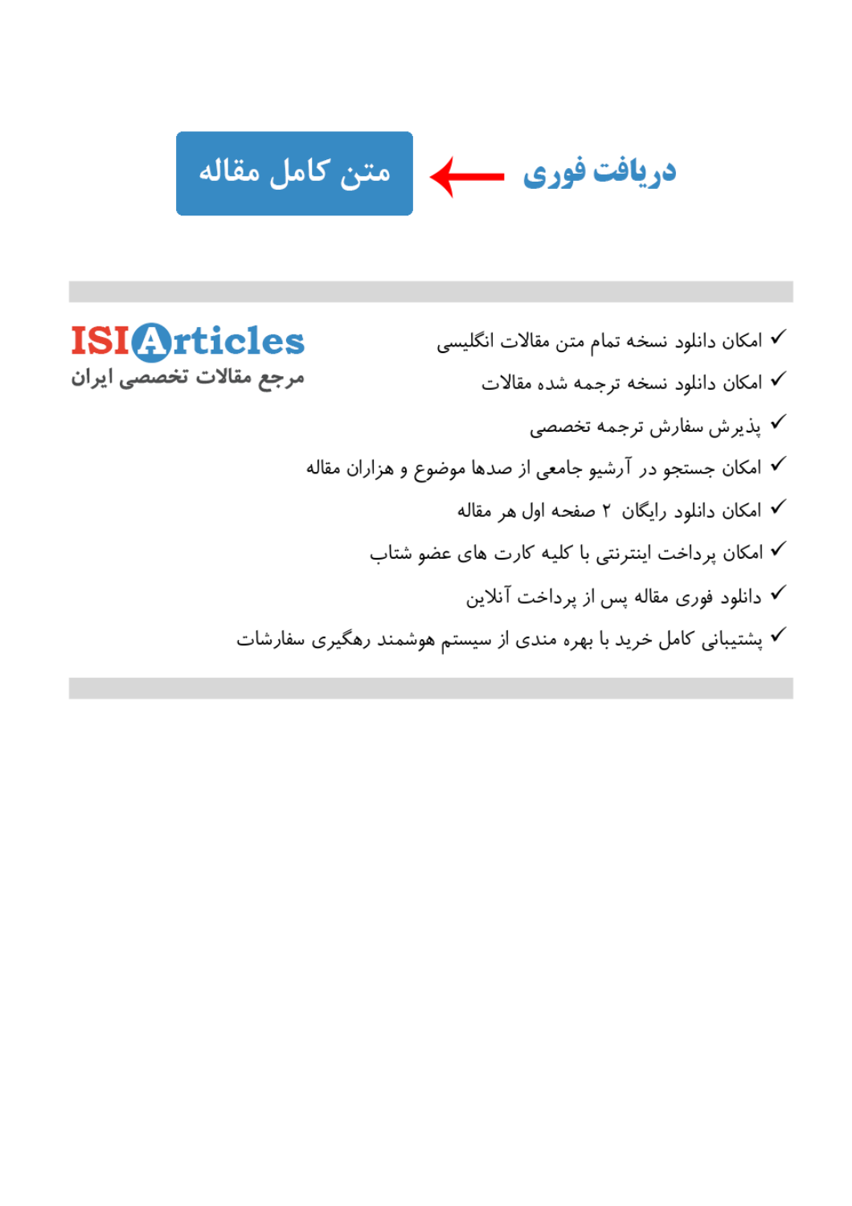دریافت فوری ← متن کامل مقاله

**ISIArticles**
مرجع مقالات تخصصی ایران

- ✓ امکان دانلود نسخه تمام متن مقالات انگلیسی
- ✓ امکان دانلود نسخه ترجمه شده مقالات
- ✓ پذیرش سفارش ترجمه تخصصی
- ✓ امکان جستجو در آرشیو جامعی از صدها موضوع و هزاران مقاله
- ✓ امکان دانلود رایگان ۲ صفحه اول هر مقاله
- ✓ امکان پرداخت اینترنتی با کلیه کارت های عضو شتاب
- ✓ دانلود فوری مقاله پس از پرداخت آنلاین
- ✓ پشتیبانی کامل خرید با بهره مندی از سیستم هوشمند رهگیری سفارشات